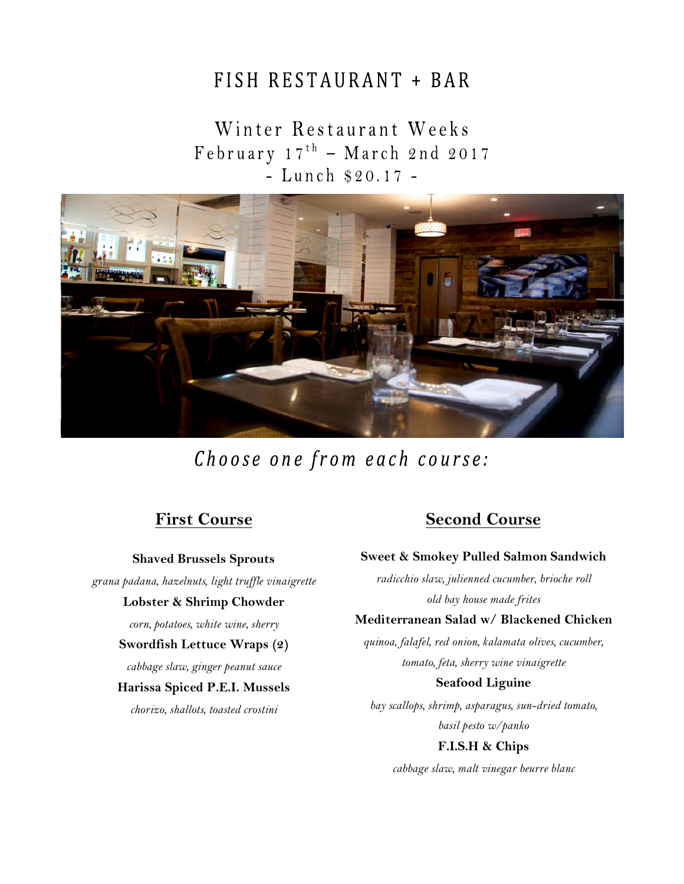# FISH RESTAURANT + BAR

## Winter Restaurant Weeks

February 17th – March 2nd 2017

- Lunch $20.17 -

*Choose one from each course:*

## First Course

**Shaved Brussels Sprouts**

*grana padana, hazelnuts, light truffle vinaigrette*

**Lobster & Shrimp Chowder**

*corn, potatoes, white wine, sherry*

**Swordfish Lettuce Wraps (2)**

*cabbage slaw, ginger peanut sauce*

**Harissa Spiced P.E.I. Mussels**

*chorizo, shallots, toasted crostini*

## Second Course

**Sweet & Smokey Pulled Salmon Sandwich**

*radicchio slaw, julienned cucumber, brioche roll*

*old bay house made frites*

**Mediterranean Salad w/ Blackened Chicken**

*quinoa, falafel, red onion, kalamata olives, cucumber, tomato, feta, sherry wine vinaigrette*

**Seafood Liguine**

*bay scallops, shrimp, asparagus, sun-dried tomato, basil pesto w/panko*

**F.I.S.H & Chips**

*cabbage slaw, malt vinegar beurre blanc*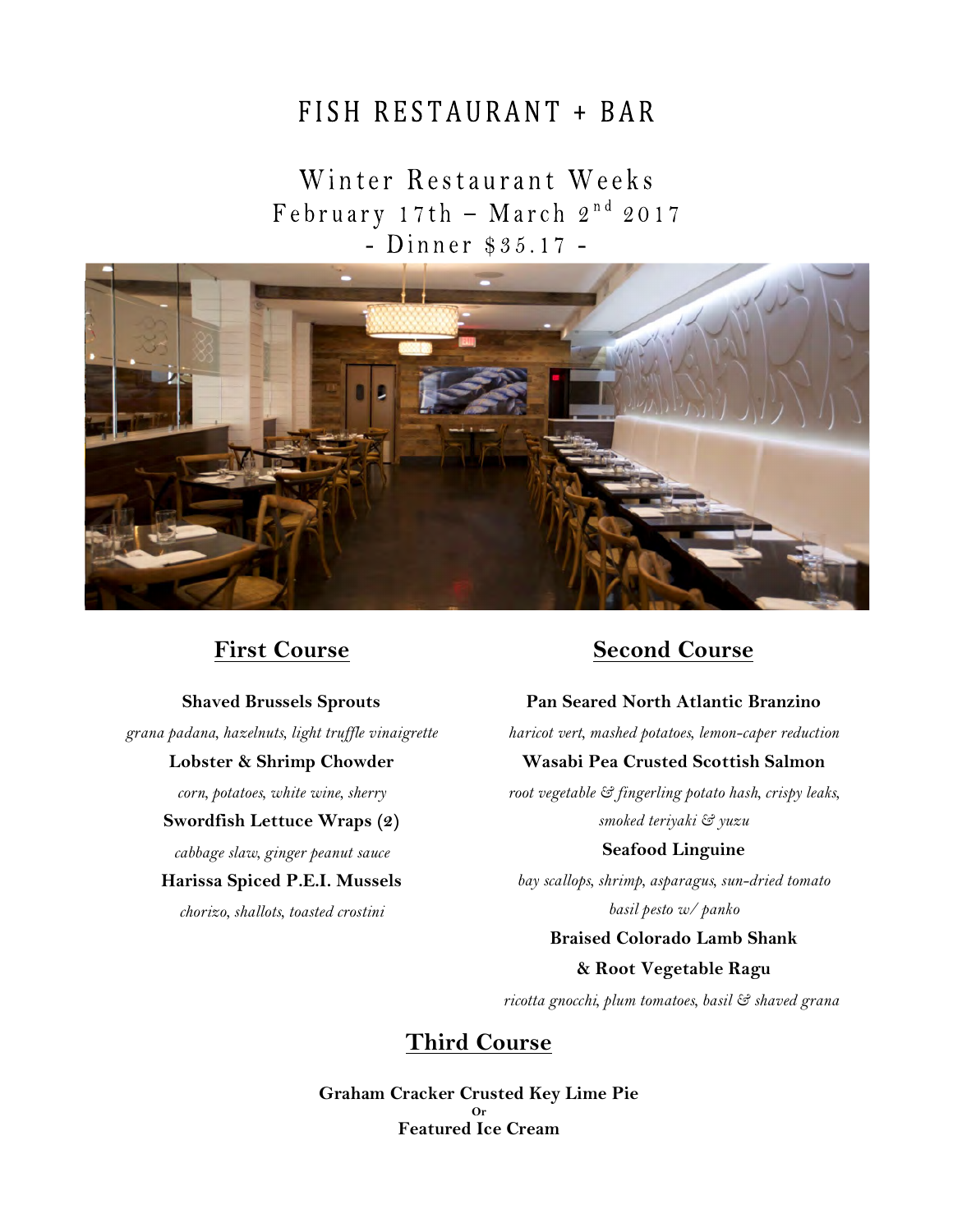# FISH RESTAURANT + BAR

## Winter Restaurant Weeks
## February 17th – March 2nd 2017
## - Dinner $35.17 -

## First Course

**Shaved Brussels Sprouts**
*grana padana, hazelnuts, light truffle vinaigrette*

**Lobster & Shrimp Chowder**
*corn, potatoes, white wine, sherry*

**Swordfish Lettuce Wraps (2)**
*cabbage slaw, ginger peanut sauce*

**Harissa Spiced P.E.I. Mussels**
*chorizo, shallots, toasted crostini*

## Second Course

**Pan Seared North Atlantic Branzino**
*haricot vert, mashed potatoes, lemon-caper reduction*

**Wasabi Pea Crusted Scottish Salmon**
*root vegetable & fingerling potato hash, crispy leaks, smoked teriyaki & yuzu*

**Seafood Linguine**
*bay scallops, shrimp, asparagus, sun-dried tomato basil pesto w/ panko*

**Braised Colorado Lamb Shank & Root Vegetable Ragu**
*ricotta gnocchi, plum tomatoes, basil & shaved grana*

## Third Course

**Graham Cracker Crusted Key Lime Pie**
Or
**Featured Ice Cream**